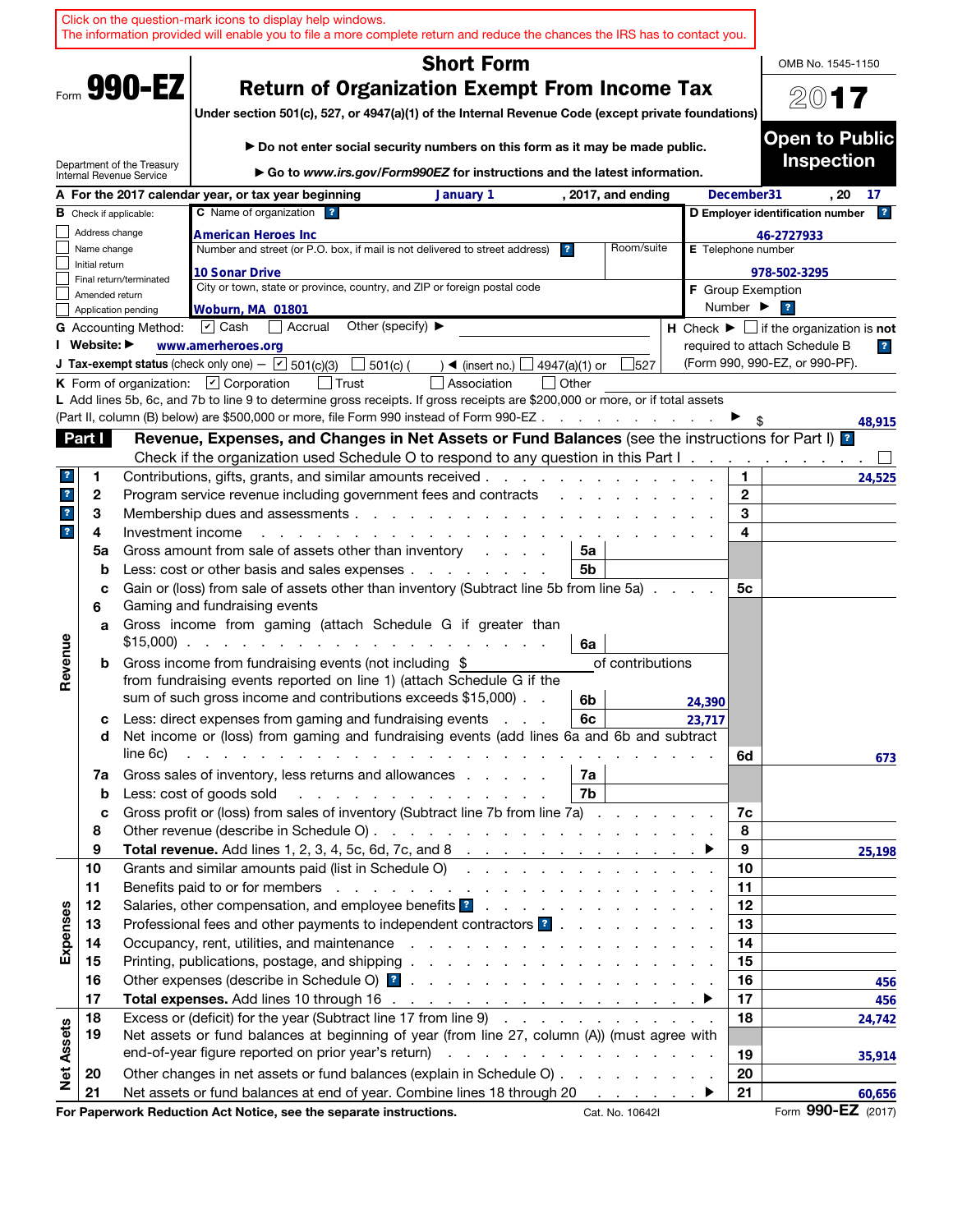Click on the question-mark icons to display help windows.
The information provided will enable you to file a more complete return and reduce the chances the IRS has to contact you.

Form **990-EZ**

Department of the Treasury
Internal Revenue Service

# Short Form
# Return of Organization Exempt From Income Tax

**Under section 501(c), 527, or 4947(a)(1) of the Internal Revenue Code (except private foundations)**

▶ **Do not enter social security numbers on this form as it may be made public.**

▶ **Go to *www.irs.gov/Form990EZ* for instructions and the latest information.**

OMB No. 1545-1150

**2017**

**Open to Public Inspection**

**A** For the 2017 calendar year, or tax year beginning January 1, 2017, and ending December31, 20 17

**B** Check if applicable:
- ☐ Address change
- ☐ Name change
- ☐ Initial return
- ☐ Final return/terminated
- ☐ Amended return
- ☐ Application pending

**C** Name of organization: American Heroes Inc

Number and street (or P.O. box, if mail is not delivered to street address) | Room/suite: 10 Sonar Drive

City or town, state or province, country, and ZIP or foreign postal code: Woburn, MA 01801

**D Employer identification number:** 46-2727933

**E** Telephone number: 978-502-3295

**F** Group Exemption Number ▶

**G** Accounting Method: ☑ Cash ☐ Accrual Other (specify) ▶

**H** Check ▶ ☐ if the organization is **not** required to attach Schedule B (Form 990, 990-EZ, or 990-PF).

**I Website:** ▶ www.amerheroes.org

**J Tax-exempt status** (check only one) — ☑ 501(c)(3) ☐ 501(c) ( ) ◀ (insert no.) ☐ 4947(a)(1) or ☐ 527

**K** Form of organization: ☑ Corporation ☐ Trust ☐ Association ☐ Other

**L** Add lines 5b, 6c, and 7b to line 9 to determine gross receipts. If gross receipts are $200,000 or more, or if total assets (Part II, column (B) below) are $500,000 or more, file Form 990 instead of Form 990-EZ ▶ $ 48,915

## Part I Revenue, Expenses, and Changes in Net Assets or Fund Balances (see the instructions for Part I)

Check if the organization used Schedule O to respond to any question in this Part I ☐

| | Line | Description | | | Line | Amount |
|---|---|---|---|---|---|---|
| **Revenue** | 1 | Contributions, gifts, grants, and similar amounts received | | | 1 | 24,525 |
| | 2 | Program service revenue including government fees and contracts | | | 2 | |
| | 3 | Membership dues and assessments | | | 3 | |
| | 4 | Investment income | | | 4 | |
| | 5a | Gross amount from sale of assets other than inventory | 5a | | | |
| | b | Less: cost or other basis and sales expenses | 5b | | | |
| | c | Gain or (loss) from sale of assets other than inventory (Subtract line 5b from line 5a) | | | 5c | |
| | 6 | Gaming and fundraising events | | | | |
| | a | Gross income from gaming (attach Schedule G if greater than $15,000) | 6a | | | |
| | b | Gross income from fundraising events (not including $ of contributions from fundraising events reported on line 1) (attach Schedule G if the sum of such gross income and contributions exceeds $15,000) | 6b | 24,390 | | |
| | c | Less: direct expenses from gaming and fundraising events | 6c | 23,717 | | |
| | d | Net income or (loss) from gaming and fundraising events (add lines 6a and 6b and subtract line 6c) | | | 6d | 673 |
| | 7a | Gross sales of inventory, less returns and allowances | 7a | | | |
| | b | Less: cost of goods sold | 7b | | | |
| | c | Gross profit or (loss) from sales of inventory (Subtract line 7b from line 7a) | | | 7c | |
| | 8 | Other revenue (describe in Schedule O) | | | 8 | |
| | 9 | **Total revenue.** Add lines 1, 2, 3, 4, 5c, 6d, 7c, and 8 ▶ | | | 9 | 25,198 |
| **Expenses** | 10 | Grants and similar amounts paid (list in Schedule O) | | | 10 | |
| | 11 | Benefits paid to or for members | | | 11 | |
| | 12 | Salaries, other compensation, and employee benefits | | | 12 | |
| | 13 | Professional fees and other payments to independent contractors | | | 13 | |
| | 14 | Occupancy, rent, utilities, and maintenance | | | 14 | |
| | 15 | Printing, publications, postage, and shipping | | | 15 | |
| | 16 | Other expenses (describe in Schedule O) | | | 16 | 456 |
| | 17 | **Total expenses.** Add lines 10 through 16 ▶ | | | 17 | 456 |
| **Net Assets** | 18 | Excess or (deficit) for the year (Subtract line 17 from line 9) | | | 18 | 24,742 |
| | 19 | Net assets or fund balances at beginning of year (from line 27, column (A)) (must agree with end-of-year figure reported on prior year's return) | | | 19 | 35,914 |
| | 20 | Other changes in net assets or fund balances (explain in Schedule O) | | | 20 | |
| | 21 | Net assets or fund balances at end of year. Combine lines 18 through 20 ▶ | | | 21 | 60,656 |

**For Paperwork Reduction Act Notice, see the separate instructions.** Cat. No. 10642I Form **990-EZ** (2017)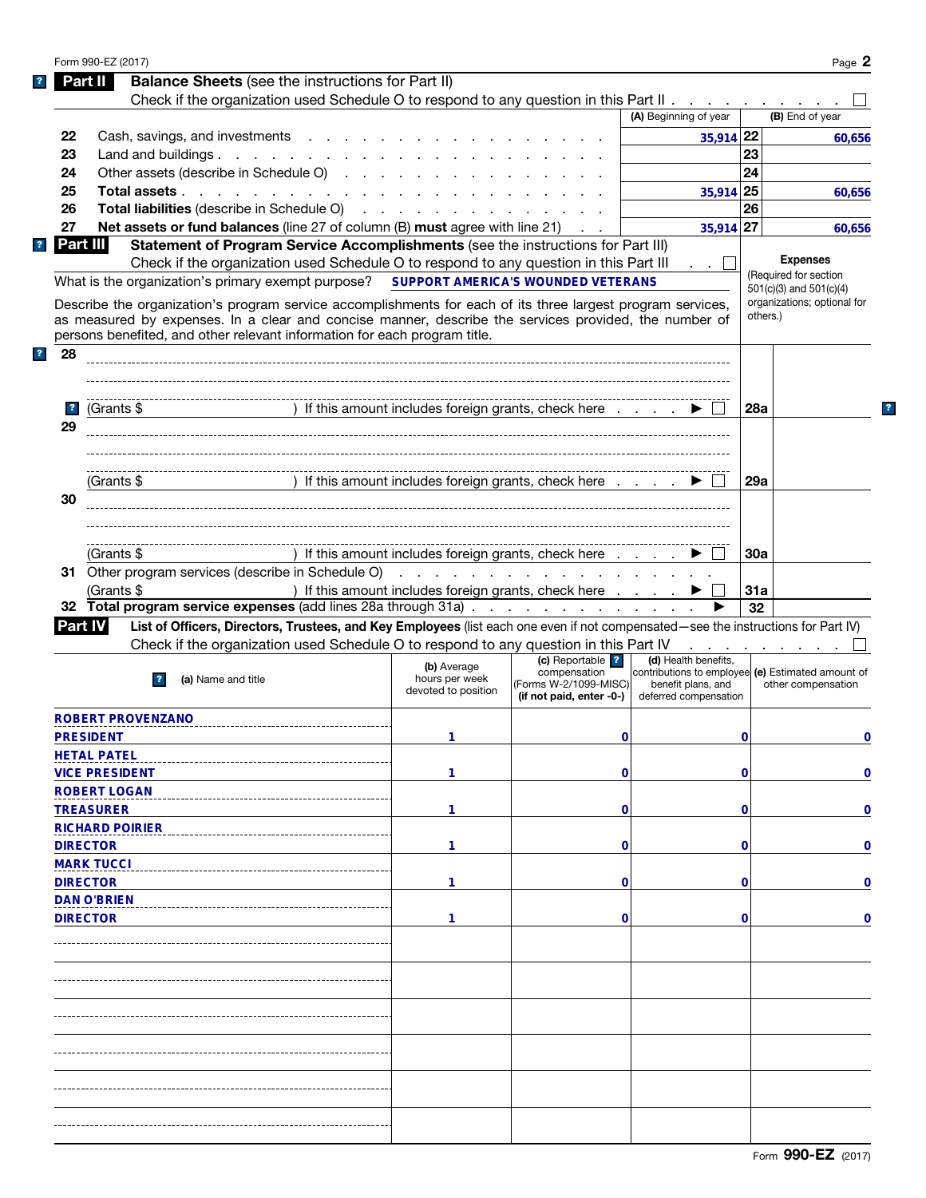Form 990-EZ (2017)

## Part II Balance Sheets (see the instructions for Part II)

Check if the organization used Schedule O to respond to any question in this Part II . . . ☐

| | | (A) Beginning of year | | (B) End of year |
|---|---|---|---|---|
| 22 | Cash, savings, and investments | 35,914 | 22 | 60,656 |
| 23 | Land and buildings | | 23 | |
| 24 | Other assets (describe in Schedule O) | | 24 | |
| 25 | **Total assets** | 35,914 | 25 | 60,656 |
| 26 | **Total liabilities** (describe in Schedule O) | | 26 | |
| 27 | **Net assets or fund balances** (line 27 of column (B) **must** agree with line 21) | 35,914 | 27 | 60,656 |

## Part III Statement of Program Service Accomplishments (see the instructions for Part III)

Check if the organization used Schedule O to respond to any question in this Part III . . ☐

What is the organization's primary exempt purpose? SUPPORT AMERICA'S WOUNDED VETERANS

Describe the organization's program service accomplishments for each of its three largest program services, as measured by expenses. In a clear and concise manner, describe the services provided, the number of persons benefited, and other relevant information for each program title.

**Expenses** (Required for section 501(c)(3) and 501(c)(4) organizations; optional for others.)

| | | | |
|---|---|---|---|
| 28 | | | |
| | (Grants $ ) If this amount includes foreign grants, check here ▶ ☐ | 28a | |
| 29 | | | |
| | (Grants $ ) If this amount includes foreign grants, check here ▶ ☐ | 29a | |
| 30 | | | |
| | (Grants $ ) If this amount includes foreign grants, check here ▶ ☐ | 30a | |
| 31 | Other program services (describe in Schedule O) | | |
| | (Grants $ ) If this amount includes foreign grants, check here ▶ ☐ | 31a | |
| 32 | **Total program service expenses** (add lines 28a through 31a) ▶ | 32 | |

## Part IV List of Officers, Directors, Trustees, and Key Employees (list each one even if not compensated—see the instructions for Part IV)

Check if the organization used Schedule O to respond to any question in this Part IV . . . ☐

| (a) Name and title | (b) Average hours per week devoted to position | (c) Reportable compensation (Forms W-2/1099-MISC) (if not paid, enter -0-) | (d) Health benefits, contributions to employee benefit plans, and deferred compensation | (e) Estimated amount of other compensation |
|---|---|---|---|---|
| ROBERT PROVENZANO<br>PRESIDENT | 1 | 0 | 0 | 0 |
| HETAL PATEL<br>VICE PRESIDENT | 1 | 0 | 0 | 0 |
| ROBERT LOGAN<br>TREASURER | 1 | 0 | 0 | 0 |
| RICHARD POIRIER<br>DIRECTOR | 1 | 0 | 0 | 0 |
| MARK TUCCI<br>DIRECTOR | 1 | 0 | 0 | 0 |
| DAN O'BRIEN<br>DIRECTOR | 1 | 0 | 0 | 0 |
| | | | | |
| | | | | |
| | | | | |
| | | | | |
| | | | | |
| | | | | |

Form **990-EZ** (2017)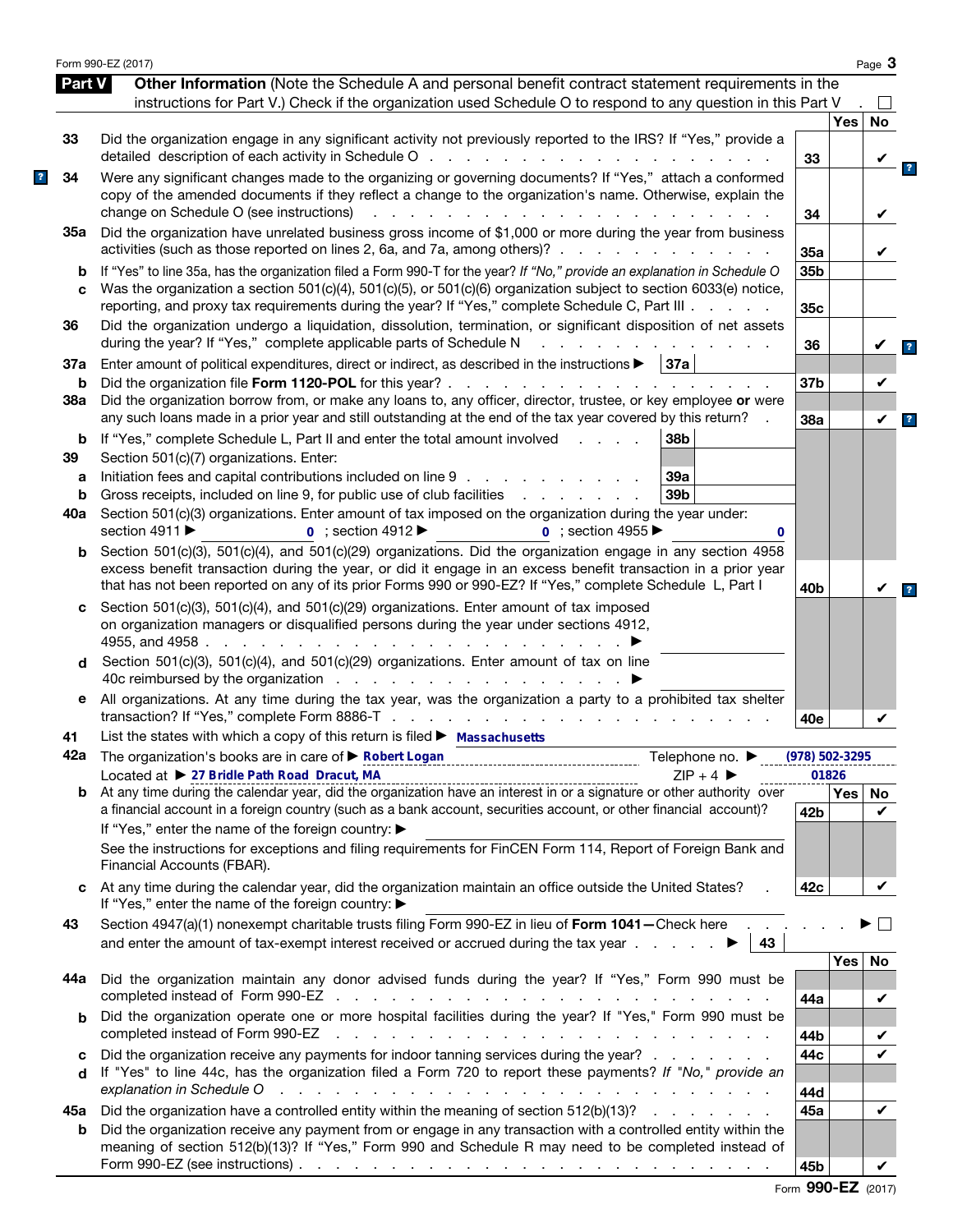## Part V Other Information

(Note the Schedule A and personal benefit contract statement requirements in the instructions for Part V.) Check if the organization used Schedule O to respond to any question in this Part V . ☐

| | | | Yes | No |
|---|---|---|---|---|
| 33 | Did the organization engage in any significant activity not previously reported to the IRS? If "Yes," provide a detailed description of each activity in Schedule O | 33 | | ✔ |
| 34 | Were any significant changes made to the organizing or governing documents? If "Yes," attach a conformed copy of the amended documents if they reflect a change to the organization's name. Otherwise, explain the change on Schedule O (see instructions) | 34 | | ✔ |
| 35a | Did the organization have unrelated business gross income of $1,000 or more during the year from business activities (such as those reported on lines 2, 6a, and 7a, among others)? | 35a | | ✔ |
| b | If "Yes" to line 35a, has the organization filed a Form 990-T for the year? *If "No," provide an explanation in Schedule O* | 35b | | |
| c | Was the organization a section 501(c)(4), 501(c)(5), or 501(c)(6) organization subject to section 6033(e) notice, reporting, and proxy tax requirements during the year? If "Yes," complete Schedule C, Part III | 35c | | |
| 36 | Did the organization undergo a liquidation, dissolution, termination, or significant disposition of net assets during the year? If "Yes," complete applicable parts of Schedule N | 36 | | ✔ |
| 37a | Enter amount of political expenditures, direct or indirect, as described in the instructions ▶ 37a | | | |
| b | Did the organization file **Form 1120-POL** for this year? | 37b | | ✔ |
| 38a | Did the organization borrow from, or make any loans to, any officer, director, trustee, or key employee **or** were any such loans made in a prior year and still outstanding at the end of the tax year covered by this return? | 38a | | ✔ |
| b | If "Yes," complete Schedule L, Part II and enter the total amount involved ... 38b | | | |
| 39 | Section 501(c)(7) organizations. Enter: | | | |
| a | Initiation fees and capital contributions included on line 9 ... 39a | | | |
| b | Gross receipts, included on line 9, for public use of club facilities ... 39b | | | |
| 40a | Section 501(c)(3) organizations. Enter amount of tax imposed on the organization during the year under: section 4911 ▶ 0 ; section 4912 ▶ 0 ; section 4955 ▶ 0 | | | |
| b | Section 501(c)(3), 501(c)(4), and 501(c)(29) organizations. Did the organization engage in any section 4958 excess benefit transaction during the year, or did it engage in an excess benefit transaction in a prior year that has not been reported on any of its prior Forms 990 or 990-EZ? If "Yes," complete Schedule L, Part I | 40b | | ✔ |
| c | Section 501(c)(3), 501(c)(4), and 501(c)(29) organizations. Enter amount of tax imposed on organization managers or disqualified persons during the year under sections 4912, 4955, and 4958 ▶ | | | |
| d | Section 501(c)(3), 501(c)(4), and 501(c)(29) organizations. Enter amount of tax on line 40c reimbursed by the organization ▶ | | | |
| e | All organizations. At any time during the tax year, was the organization a party to a prohibited tax shelter transaction? If "Yes," complete Form 8886-T | 40e | | ✔ |

41 List the states with which a copy of this return is filed ▶ Massachusetts

42a The organization's books are in care of ▶ Robert Logan Telephone no. ▶ (978) 502-3295

Located at ▶ 27 Bridle Path Road Dracut, MA ZIP + 4 ▶ 01826

| | | | Yes | No |
|---|---|---|---|---|
| b | At any time during the calendar year, did the organization have an interest in or a signature or other authority over a financial account in a foreign country (such as a bank account, securities account, or other financial account)? If "Yes," enter the name of the foreign country: ▶ See the instructions for exceptions and filing requirements for FinCEN Form 114, Report of Foreign Bank and Financial Accounts (FBAR). | 42b | | ✔ |
| c | At any time during the calendar year, did the organization maintain an office outside the United States? If "Yes," enter the name of the foreign country: ▶ | 42c | | ✔ |

43 Section 4947(a)(1) nonexempt charitable trusts filing Form 990-EZ in lieu of **Form 1041**—Check here ▶ ☐
and enter the amount of tax-exempt interest received or accrued during the tax year ▶ 43

| | | | Yes | No |
|---|---|---|---|---|
| 44a | Did the organization maintain any donor advised funds during the year? If "Yes," Form 990 must be completed instead of Form 990-EZ | 44a | | ✔ |
| b | Did the organization operate one or more hospital facilities during the year? If "Yes," Form 990 must be completed instead of Form 990-EZ | 44b | | ✔ |
| c | Did the organization receive any payments for indoor tanning services during the year? | 44c | | ✔ |
| d | If "Yes" to line 44c, has the organization filed a Form 720 to report these payments? *If "No," provide an explanation in Schedule O* | 44d | | |
| 45a | Did the organization have a controlled entity within the meaning of section 512(b)(13)? | 45a | | ✔ |
| b | Did the organization receive any payment from or engage in any transaction with a controlled entity within the meaning of section 512(b)(13)? If "Yes," Form 990 and Schedule R may need to be completed instead of Form 990-EZ (see instructions) | 45b | | ✔ |

Form **990-EZ** (2017)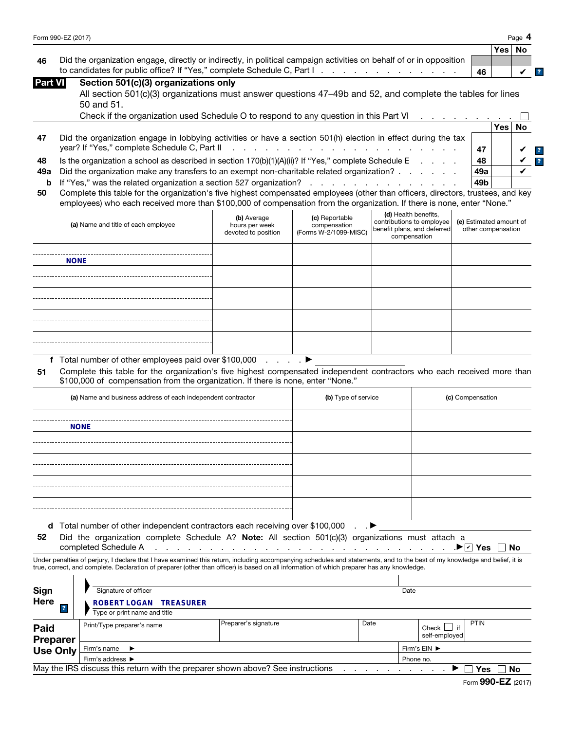| | | Yes | No |
|---|---|---|---|
| **46** Did the organization engage, directly or indirectly, in political campaign activities on behalf of or in opposition to candidates for public office? If "Yes," complete Schedule C, Part I | 46 | | ✔ |

**Part VI** **Section 501(c)(3) organizations only**

All section 501(c)(3) organizations must answer questions 47–49b and 52, and complete the tables for lines 50 and 51.

Check if the organization used Schedule O to respond to any question in this Part VI ☐

| | | Yes | No |
|---|---|---|---|
| **47** Did the organization engage in lobbying activities or have a section 501(h) election in effect during the tax year? If "Yes," complete Schedule C, Part II | 47 | | ✔ |
| **48** Is the organization a school as described in section 170(b)(1)(A)(ii)? If "Yes," complete Schedule E | 48 | | ✔ |
| **49a** Did the organization make any transfers to an exempt non-charitable related organization? | 49a | | ✔ |
| **b** If "Yes," was the related organization a section 527 organization? | 49b | | |

**50** Complete this table for the organization's five highest compensated employees (other than officers, directors, trustees, and key employees) who each received more than $100,000 of compensation from the organization. If there is none, enter "None."

| (a) Name and title of each employee | (b) Average hours per week devoted to position | (c) Reportable compensation (Forms W-2/1099-MISC) | (d) Health benefits, contributions to employee benefit plans, and deferred compensation | (e) Estimated amount of other compensation |
|---|---|---|---|---|
| NONE | | | | |
| | | | | |
| | | | | |
| | | | | |
| | | | | |

**f** Total number of other employees paid over $100,000 ▶

**51** Complete this table for the organization's five highest compensated independent contractors who each received more than $100,000 of compensation from the organization. If there is none, enter "None."

| (a) Name and business address of each independent contractor | (b) Type of service | (c) Compensation |
|---|---|---|
| NONE | | |
| | | |
| | | |
| | | |
| | | |

**d** Total number of other independent contractors each receiving over $100,000 ▶

**52** Did the organization complete Schedule A? **Note:** All section 501(c)(3) organizations must attach a completed Schedule A ▶ ☑ Yes ☐ No

Under penalties of perjury, I declare that I have examined this return, including accompanying schedules and statements, and to the best of my knowledge and belief, it is true, correct, and complete. Declaration of preparer (other than officer) is based on all information of which preparer has any knowledge.

**Sign Here**

Signature of officer | Date

ROBERT LOGAN TREASURER

Type or print name and title

**Paid Preparer Use Only**

| Print/Type preparer's name | Preparer's signature | Date | Check ☐ if self-employed | PTIN |
|---|---|---|---|---|
| Firm's name ▶ | | | Firm's EIN ▶ | |
| Firm's address ▶ | | | Phone no. | |

May the IRS discuss this return with the preparer shown above? See instructions ▶ ☐ Yes ☐ No

Form **990-EZ** (2017)